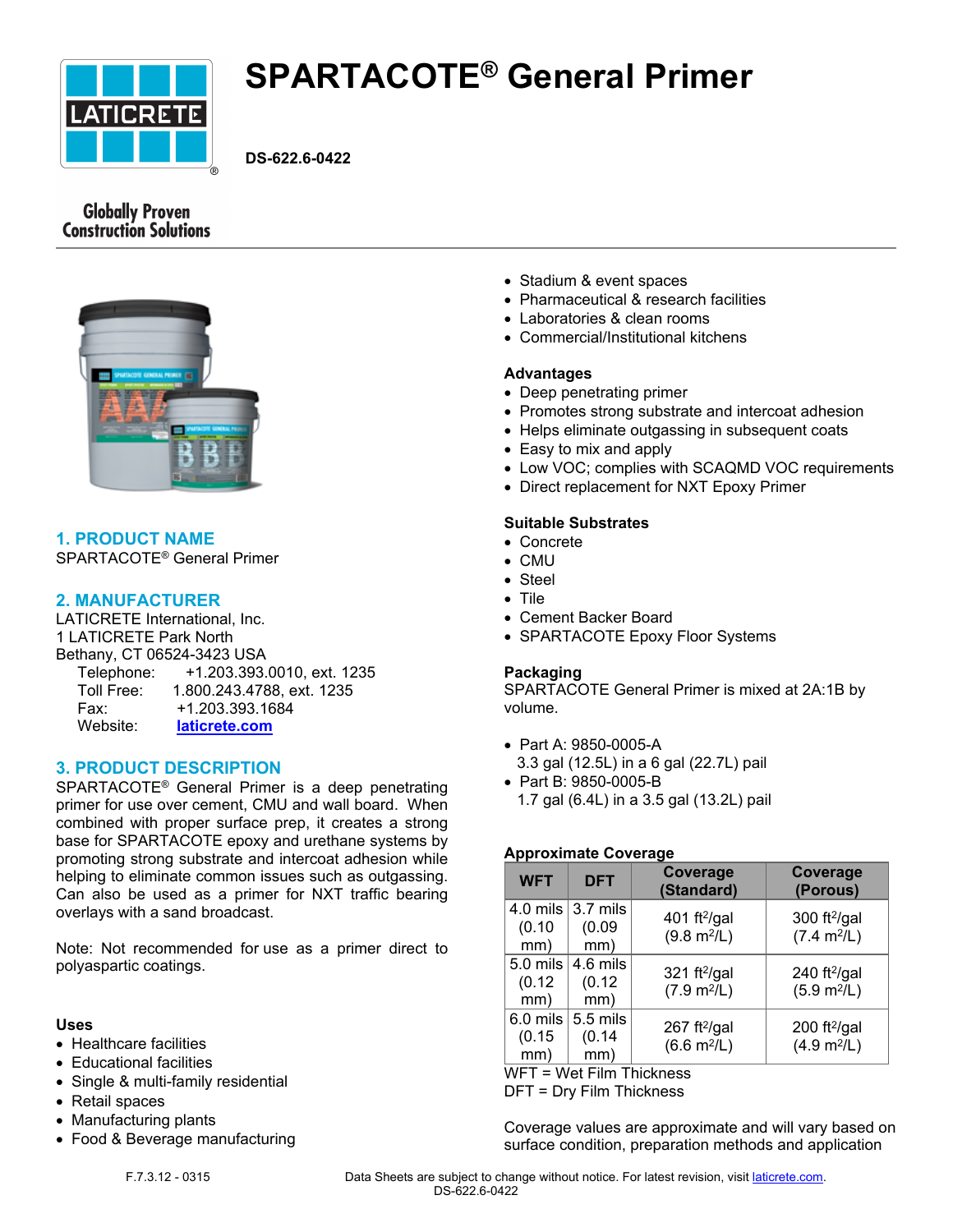# SPARTACOTE® General Primer

**DS-622.6-0422**

Globally Proven Construction Solutions

## 1. PRODUCT NAME

SPARTACOTE® General Primer

## 2. MANUFACTURER

LATICRETE International, Inc.
1 LATICRETE Park North
Bethany, CT 06524-3423 USA

Telephone: +1.203.393.0010, ext. 1235
Toll Free: 1.800.243.4788, ext. 1235
Fax: +1.203.393.1684
Website: laticrete.com

## 3. PRODUCT DESCRIPTION

SPARTACOTE® General Primer is a deep penetrating primer for use over cement, CMU and wall board. When combined with proper surface prep, it creates a strong base for SPARTACOTE epoxy and urethane systems by promoting strong substrate and intercoat adhesion while helping to eliminate common issues such as outgassing. Can also be used as a primer for NXT traffic bearing overlays with a sand broadcast.

Note: Not recommended for use as a primer direct to polyaspartic coatings.

### Uses

- Healthcare facilities
- Educational facilities
- Single & multi-family residential
- Retail spaces
- Manufacturing plants
- Food & Beverage manufacturing
- Stadium & event spaces
- Pharmaceutical & research facilities
- Laboratories & clean rooms
- Commercial/Institutional kitchens

### Advantages

- Deep penetrating primer
- Promotes strong substrate and intercoat adhesion
- Helps eliminate outgassing in subsequent coats
- Easy to mix and apply
- Low VOC; complies with SCAQMD VOC requirements
- Direct replacement for NXT Epoxy Primer

### Suitable Substrates

- Concrete
- CMU
- Steel
- Tile
- Cement Backer Board
- SPARTACOTE Epoxy Floor Systems

### Packaging

SPARTACOTE General Primer is mixed at 2A:1B by volume.

- Part A: 9850-0005-A
  3.3 gal (12.5L) in a 6 gal (22.7L) pail
- Part B: 9850-0005-B
  1.7 gal (6.4L) in a 3.5 gal (13.2L) pail

### Approximate Coverage

| WFT | DFT | Coverage (Standard) | Coverage (Porous) |
|---|---|---|---|
| 4.0 mils (0.10 mm) | 3.7 mils (0.09 mm) | 401 ft$^2$/gal (9.8 m$^2$/L) | 300 ft$^2$/gal (7.4 m$^2$/L) |
| 5.0 mils (0.12 mm) | 4.6 mils (0.12 mm) | 321 ft$^2$/gal (7.9 m$^2$/L) | 240 ft$^2$/gal (5.9 m$^2$/L) |
| 6.0 mils (0.15 mm) | 5.5 mils (0.14 mm) | 267 ft$^2$/gal (6.6 m$^2$/L) | 200 ft$^2$/gal (4.9 m$^2$/L) |

WFT = Wet Film Thickness
DFT = Dry Film Thickness

Coverage values are approximate and will vary based on surface condition, preparation methods and application

F.7.3.12 - 0315

Data Sheets are subject to change without notice. For latest revision, visit laticrete.com.
DS-622.6-0422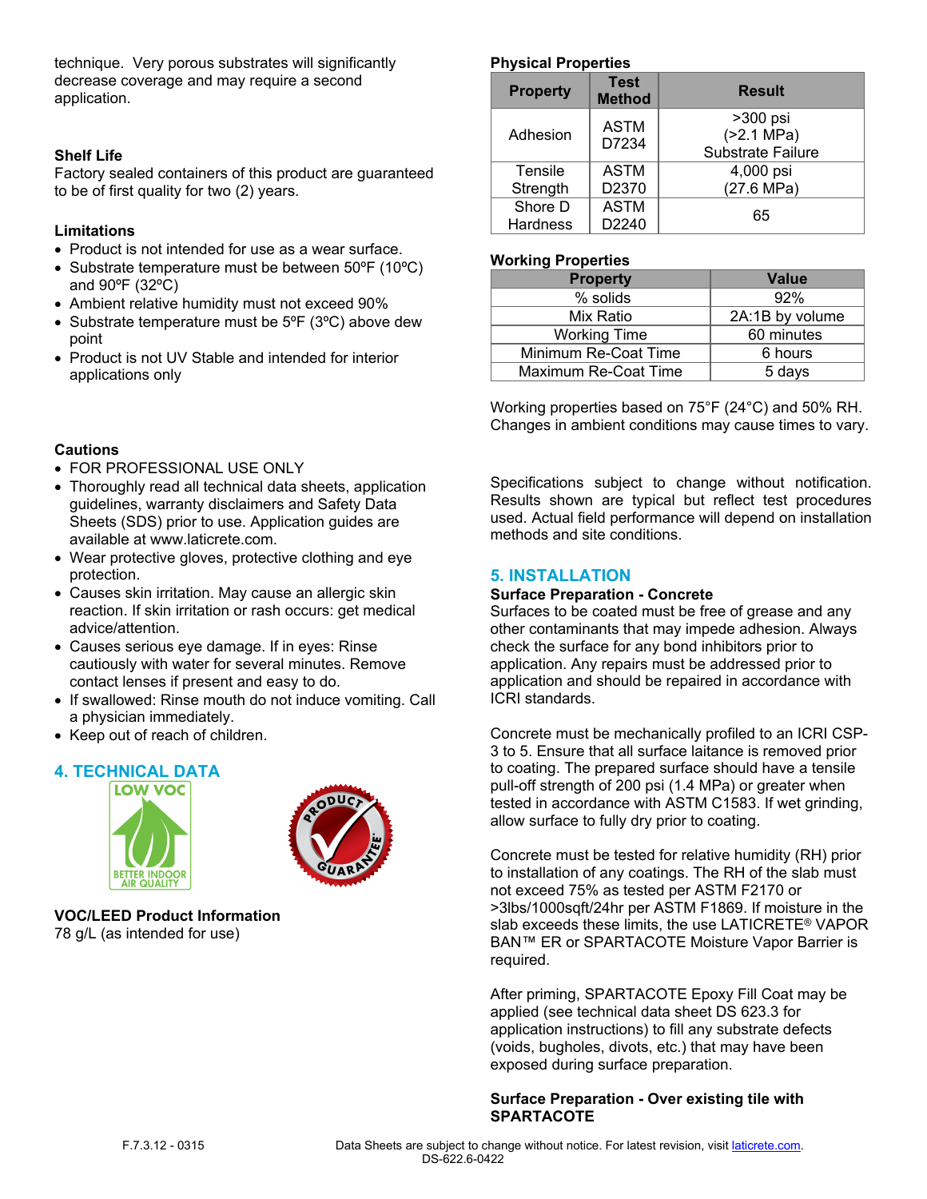technique. Very porous substrates will significantly decrease coverage and may require a second application.

### Shelf Life

Factory sealed containers of this product are guaranteed to be of first quality for two (2) years.

### Limitations

- Product is not intended for use as a wear surface.
- Substrate temperature must be between 50ºF (10ºC) and 90ºF (32ºC)
- Ambient relative humidity must not exceed 90%
- Substrate temperature must be 5ºF (3ºC) above dew point
- Product is not UV Stable and intended for interior applications only

### Cautions

- FOR PROFESSIONAL USE ONLY
- Thoroughly read all technical data sheets, application guidelines, warranty disclaimers and Safety Data Sheets (SDS) prior to use. Application guides are available at www.laticrete.com.
- Wear protective gloves, protective clothing and eye protection.
- Causes skin irritation. May cause an allergic skin reaction. If skin irritation or rash occurs: get medical advice/attention.
- Causes serious eye damage. If in eyes: Rinse cautiously with water for several minutes. Remove contact lenses if present and easy to do.
- If swallowed: Rinse mouth do not induce vomiting. Call a physician immediately.
- Keep out of reach of children.

## 4. TECHNICAL DATA

LOW VOC
BETTER INDOOR AIR QUALITY

PRODUCT GUARANTEE

### VOC/LEED Product Information

78 g/L (as intended for use)

### Physical Properties

| Property | Test Method | Result |
|---|---|---|
| Adhesion | ASTM D7234 | >300 psi (>2.1 MPa) Substrate Failure |
| Tensile Strength | ASTM D2370 | 4,000 psi (27.6 MPa) |
| Shore D Hardness | ASTM D2240 | 65 |

### Working Properties

| Property | Value |
|---|---|
| % solids | 92% |
| Mix Ratio | 2A:1B by volume |
| Working Time | 60 minutes |
| Minimum Re-Coat Time | 6 hours |
| Maximum Re-Coat Time | 5 days |

Working properties based on 75°F (24°C) and 50% RH. Changes in ambient conditions may cause times to vary.

Specifications subject to change without notification. Results shown are typical but reflect test procedures used. Actual field performance will depend on installation methods and site conditions.

## 5. INSTALLATION

### Surface Preparation - Concrete

Surfaces to be coated must be free of grease and any other contaminants that may impede adhesion. Always check the surface for any bond inhibitors prior to application. Any repairs must be addressed prior to application and should be repaired in accordance with ICRI standards.

Concrete must be mechanically profiled to an ICRI CSP-3 to 5. Ensure that all surface laitance is removed prior to coating. The prepared surface should have a tensile pull-off strength of 200 psi (1.4 MPa) or greater when tested in accordance with ASTM C1583. If wet grinding, allow surface to fully dry prior to coating.

Concrete must be tested for relative humidity (RH) prior to installation of any coatings. The RH of the slab must not exceed 75% as tested per ASTM F2170 or >3lbs/1000sqft/24hr per ASTM F1869. If moisture in the slab exceeds these limits, the use LATICRETE® VAPOR BAN™ ER or SPARTACOTE Moisture Vapor Barrier is required.

After priming, SPARTACOTE Epoxy Fill Coat may be applied (see technical data sheet DS 623.3 for application instructions) to fill any substrate defects (voids, bugholes, divots, etc.) that may have been exposed during surface preparation.

### Surface Preparation - Over existing tile with SPARTACOTE

F.7.3.12 - 0315

Data Sheets are subject to change without notice. For latest revision, visit laticrete.com.
DS-622.6-0422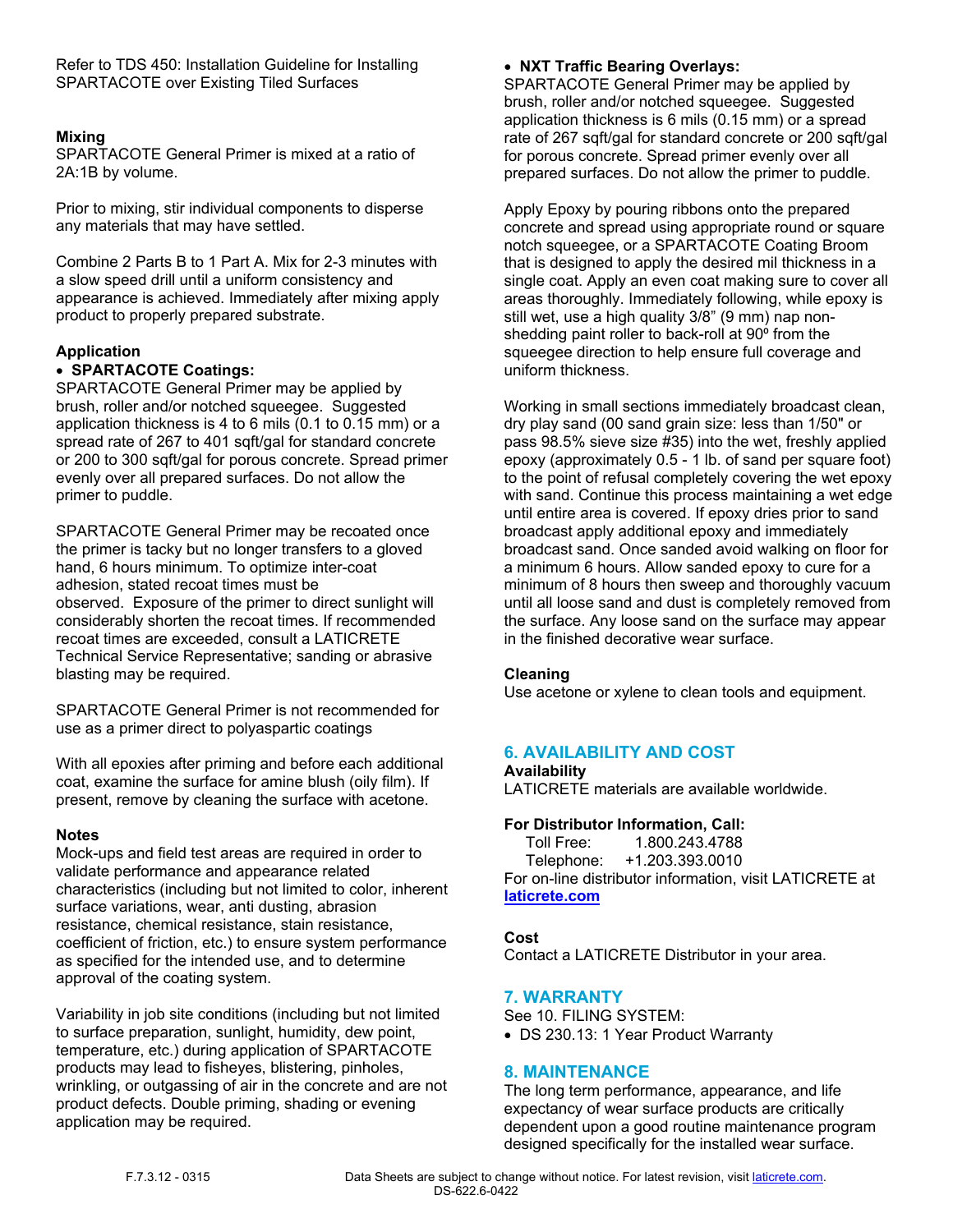Refer to TDS 450: Installation Guideline for Installing SPARTACOTE over Existing Tiled Surfaces

**Mixing**

SPARTACOTE General Primer is mixed at a ratio of 2A:1B by volume.

Prior to mixing, stir individual components to disperse any materials that may have settled.

Combine 2 Parts B to 1 Part A. Mix for 2-3 minutes with a slow speed drill until a uniform consistency and appearance is achieved. Immediately after mixing apply product to properly prepared substrate.

**Application**

- **SPARTACOTE Coatings:**

SPARTACOTE General Primer may be applied by brush, roller and/or notched squeegee. Suggested application thickness is 4 to 6 mils (0.1 to 0.15 mm) or a spread rate of 267 to 401 sqft/gal for standard concrete or 200 to 300 sqft/gal for porous concrete. Spread primer evenly over all prepared surfaces. Do not allow the primer to puddle.

SPARTACOTE General Primer may be recoated once the primer is tacky but no longer transfers to a gloved hand, 6 hours minimum. To optimize inter-coat adhesion, stated recoat times must be observed. Exposure of the primer to direct sunlight will considerably shorten the recoat times. If recommended recoat times are exceeded, consult a LATICRETE Technical Service Representative; sanding or abrasive blasting may be required.

SPARTACOTE General Primer is not recommended for use as a primer direct to polyaspartic coatings

With all epoxies after priming and before each additional coat, examine the surface for amine blush (oily film). If present, remove by cleaning the surface with acetone.

**Notes**

Mock-ups and field test areas are required in order to validate performance and appearance related characteristics (including but not limited to color, inherent surface variations, wear, anti dusting, abrasion resistance, chemical resistance, stain resistance, coefficient of friction, etc.) to ensure system performance as specified for the intended use, and to determine approval of the coating system.

Variability in job site conditions (including but not limited to surface preparation, sunlight, humidity, dew point, temperature, etc.) during application of SPARTACOTE products may lead to fisheyes, blistering, pinholes, wrinkling, or outgassing of air in the concrete and are not product defects. Double priming, shading or evening application may be required.

- **NXT Traffic Bearing Overlays:**

SPARTACOTE General Primer may be applied by brush, roller and/or notched squeegee. Suggested application thickness is 6 mils (0.15 mm) or a spread rate of 267 sqft/gal for standard concrete or 200 sqft/gal for porous concrete. Spread primer evenly over all prepared surfaces. Do not allow the primer to puddle.

Apply Epoxy by pouring ribbons onto the prepared concrete and spread using appropriate round or square notch squeegee, or a SPARTACOTE Coating Broom that is designed to apply the desired mil thickness in a single coat. Apply an even coat making sure to cover all areas thoroughly. Immediately following, while epoxy is still wet, use a high quality 3/8" (9 mm) nap non-shedding paint roller to back-roll at 90º from the squeegee direction to help ensure full coverage and uniform thickness.

Working in small sections immediately broadcast clean, dry play sand (00 sand grain size: less than 1/50" or pass 98.5% sieve size #35) into the wet, freshly applied epoxy (approximately 0.5 - 1 lb. of sand per square foot) to the point of refusal completely covering the wet epoxy with sand. Continue this process maintaining a wet edge until entire area is covered. If epoxy dries prior to sand broadcast apply additional epoxy and immediately broadcast sand. Once sanded avoid walking on floor for a minimum 6 hours. Allow sanded epoxy to cure for a minimum of 8 hours then sweep and thoroughly vacuum until all loose sand and dust is completely removed from the surface. Any loose sand on the surface may appear in the finished decorative wear surface.

**Cleaning**

Use acetone or xylene to clean tools and equipment.

## 6. AVAILABILITY AND COST

**Availability**

LATICRETE materials are available worldwide.

**For Distributor Information, Call:**

Toll Free: 1.800.243.4788
Telephone: +1.203.393.0010

For on-line distributor information, visit LATICRETE at **laticrete.com**

**Cost**

Contact a LATICRETE Distributor in your area.

## 7. WARRANTY

See 10. FILING SYSTEM:

- DS 230.13: 1 Year Product Warranty

## 8. MAINTENANCE

The long term performance, appearance, and life expectancy of wear surface products are critically dependent upon a good routine maintenance program designed specifically for the installed wear surface.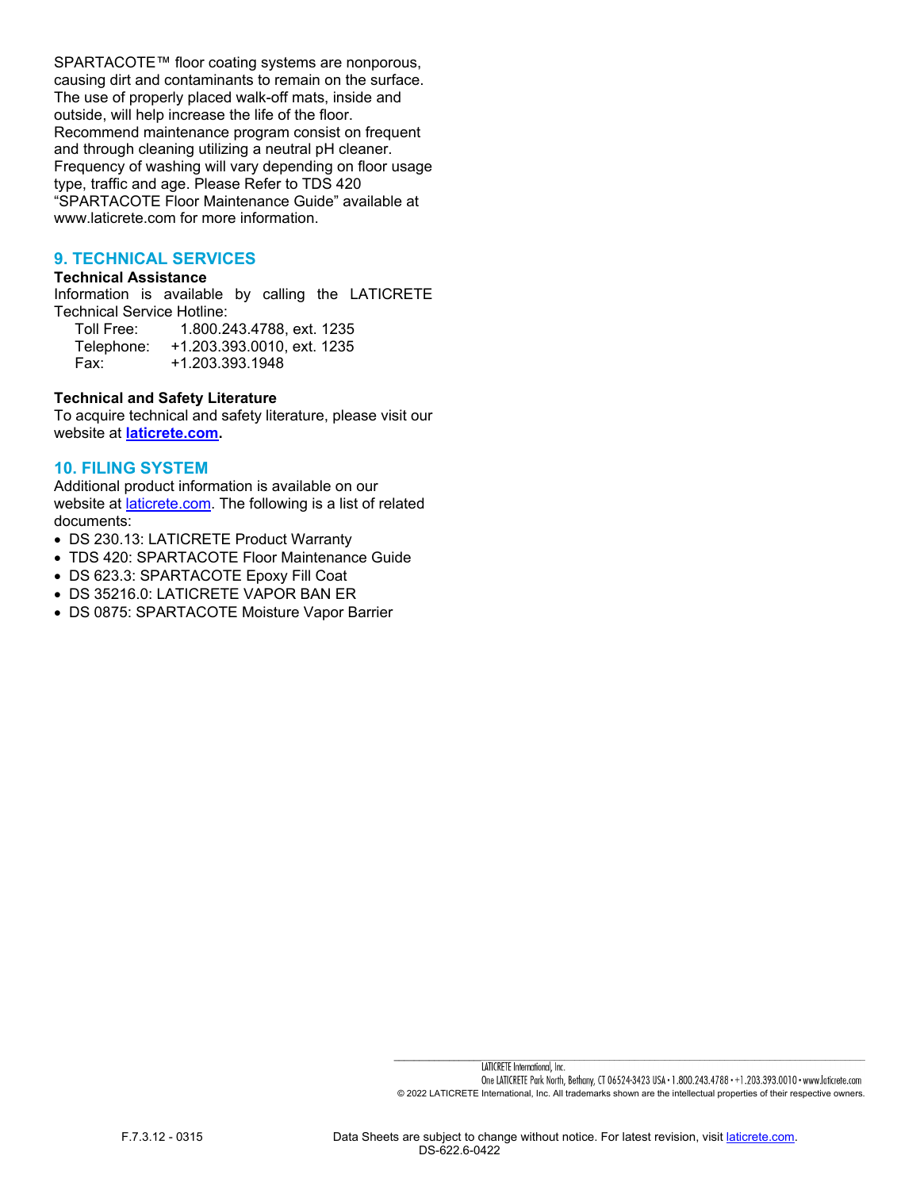SPARTACOTE™ floor coating systems are nonporous, causing dirt and contaminants to remain on the surface. The use of properly placed walk-off mats, inside and outside, will help increase the life of the floor. Recommend maintenance program consist on frequent and through cleaning utilizing a neutral pH cleaner. Frequency of washing will vary depending on floor usage type, traffic and age. Please Refer to TDS 420 "SPARTACOTE Floor Maintenance Guide" available at www.laticrete.com for more information.

## 9. TECHNICAL SERVICES

**Technical Assistance**

Information is available by calling the LATICRETE Technical Service Hotline:

Toll Free: 1.800.243.4788, ext. 1235
Telephone: +1.203.393.0010, ext. 1235
Fax: +1.203.393.1948

**Technical and Safety Literature**

To acquire technical and safety literature, please visit our website at **laticrete.com.**

## 10. FILING SYSTEM

Additional product information is available on our website at laticrete.com. The following is a list of related documents:

- DS 230.13: LATICRETE Product Warranty
- TDS 420: SPARTACOTE Floor Maintenance Guide
- DS 623.3: SPARTACOTE Epoxy Fill Coat
- DS 35216.0: LATICRETE VAPOR BAN ER
- DS 0875: SPARTACOTE Moisture Vapor Barrier

LATICRETE International, Inc.
One LATICRETE Park North, Bethany, CT 06524-3423 USA • 1.800.243.4788 • +1.203.393.0010 • www.laticrete.com
© 2022 LATICRETE International, Inc. All trademarks shown are the intellectual properties of their respective owners.

F.7.3.12 - 0315

Data Sheets are subject to change without notice. For latest revision, visit laticrete.com.
DS-622.6-0422